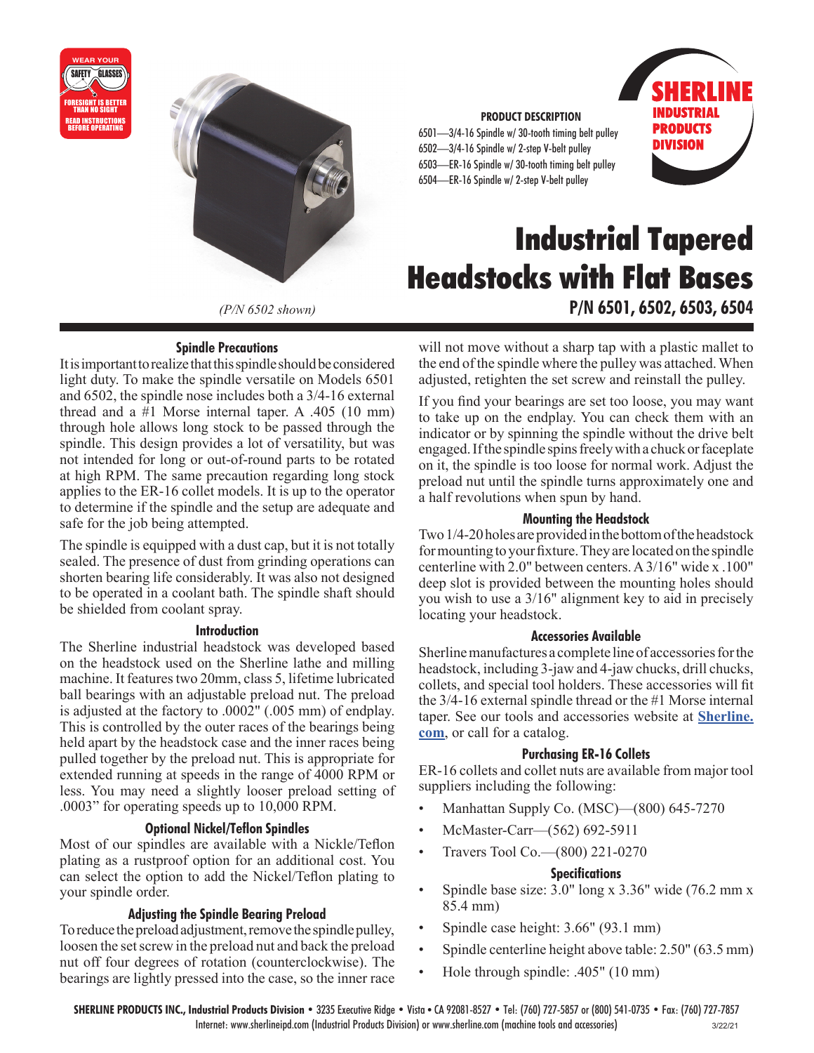WEAR YOUR SAFETY GLASSES
FORESIGHT IS BETTER THAN NO SIGHT
READ INSTRUCTIONS BEFORE OPERATING

SHERLINE INDUSTRIAL PRODUCTS DIVISION

**PRODUCT DESCRIPTION**

6501—3/4-16 Spindle w/ 30-tooth timing belt pulley
6502—3/4-16 Spindle w/ 2-step V-belt pulley
6503—ER-16 Spindle w/ 30-tooth timing belt pulley
6504—ER-16 Spindle w/ 2-step V-belt pulley

# Industrial Tapered Headstocks with Flat Bases

**P/N 6501, 6502, 6503, 6504**

*(P/N 6502 shown)*

### Spindle Precautions

It is important to realize that this spindle should be considered light duty. To make the spindle versatile on Models 6501 and 6502, the spindle nose includes both a 3/4-16 external thread and a #1 Morse internal taper. A .405 (10 mm) through hole allows long stock to be passed through the spindle. This design provides a lot of versatility, but was not intended for long or out-of-round parts to be rotated at high RPM. The same precaution regarding long stock applies to the ER-16 collet models. It is up to the operator to determine if the spindle and the setup are adequate and safe for the job being attempted.

The spindle is equipped with a dust cap, but it is not totally sealed. The presence of dust from grinding operations can shorten bearing life considerably. It was also not designed to be operated in a coolant bath. The spindle shaft should be shielded from coolant spray.

### Introduction

The Sherline industrial headstock was developed based on the headstock used on the Sherline lathe and milling machine. It features two 20mm, class 5, lifetime lubricated ball bearings with an adjustable preload nut. The preload is adjusted at the factory to .0002" (.005 mm) of endplay. This is controlled by the outer races of the bearings being held apart by the headstock case and the inner races being pulled together by the preload nut. This is appropriate for extended running at speeds in the range of 4000 RPM or less. You may need a slightly looser preload setting of .0003" for operating speeds up to 10,000 RPM.

### Optional Nickel/Teflon Spindles

Most of our spindles are available with a Nickle/Teflon plating as a rustproof option for an additional cost. You can select the option to add the Nickel/Teflon plating to your spindle order.

### Adjusting the Spindle Bearing Preload

To reduce the preload adjustment, remove the spindle pulley, loosen the set screw in the preload nut and back the preload nut off four degrees of rotation (counterclockwise). The bearings are lightly pressed into the case, so the inner race will not move without a sharp tap with a plastic mallet to the end of the spindle where the pulley was attached. When adjusted, retighten the set screw and reinstall the pulley.

If you find your bearings are set too loose, you may want to take up on the endplay. You can check them with an indicator or by spinning the spindle without the drive belt engaged. If the spindle spins freely with a chuck or faceplate on it, the spindle is too loose for normal work. Adjust the preload nut until the spindle turns approximately one and a half revolutions when spun by hand.

### Mounting the Headstock

Two 1/4-20 holes are provided in the bottom of the headstock for mounting to your fixture. They are located on the spindle centerline with 2.0" between centers. A 3/16" wide x .100" deep slot is provided between the mounting holes should you wish to use a 3/16" alignment key to aid in precisely locating your headstock.

### Accessories Available

Sherline manufactures a complete line of accessories for the headstock, including 3-jaw and 4-jaw chucks, drill chucks, collets, and special tool holders. These accessories will fit the 3/4-16 external spindle thread or the #1 Morse internal taper. See our tools and accessories website at **Sherline.com**, or call for a catalog.

### Purchasing ER-16 Collets

ER-16 collets and collet nuts are available from major tool suppliers including the following:

- Manhattan Supply Co. (MSC)—(800) 645-7270
- McMaster-Carr—(562) 692-5911
- Travers Tool Co.—(800) 221-0270

### Specifications

- Spindle base size: 3.0" long x 3.36" wide (76.2 mm x 85.4 mm)
- Spindle case height: 3.66" (93.1 mm)
- Spindle centerline height above table: 2.50" (63.5 mm)
- Hole through spindle: .405" (10 mm)

**SHERLINE PRODUCTS INC., Industrial Products Division** • 3235 Executive Ridge • Vista • CA 92081-8527 • Tel: (760) 727-5857 or (800) 541-0735 • Fax: (760) 727-7857
Internet: www.sherlineipd.com (Industrial Products Division) or www.sherline.com (machine tools and accessories)

3/22/21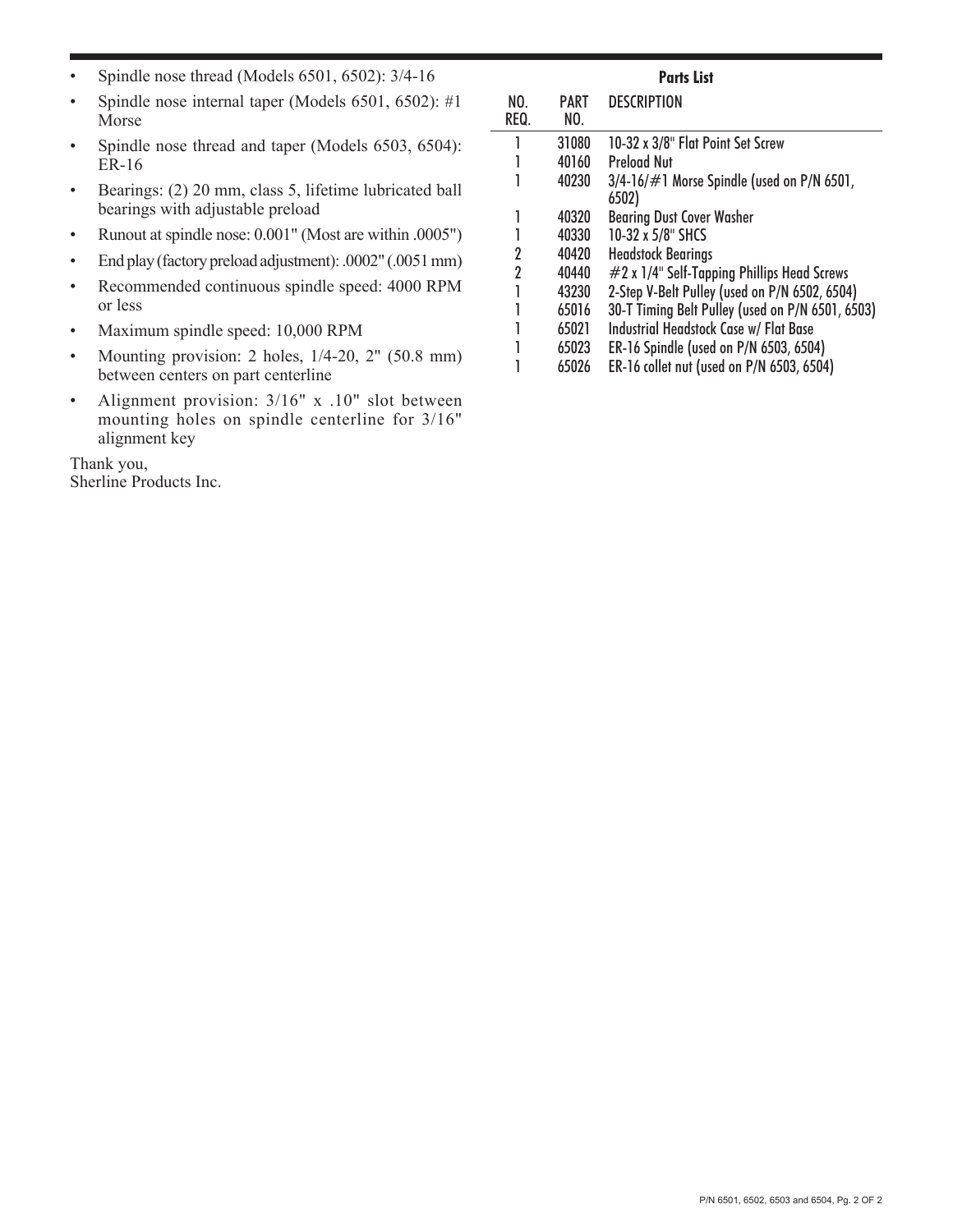- Spindle nose thread (Models 6501, 6502): 3/4-16
- Spindle nose internal taper (Models 6501, 6502): #1 Morse
- Spindle nose thread and taper (Models 6503, 6504): ER-16
- Bearings: (2) 20 mm, class 5, lifetime lubricated ball bearings with adjustable preload
- Runout at spindle nose: 0.001" (Most are within .0005")
- End play (factory preload adjustment): .0002" (.0051 mm)
- Recommended continuous spindle speed: 4000 RPM or less
- Maximum spindle speed: 10,000 RPM
- Mounting provision: 2 holes, 1/4-20, 2" (50.8 mm) between centers on part centerline
- Alignment provision: 3/16" x .10" slot between mounting holes on spindle centerline for 3/16" alignment key

Thank you,
Sherline Products Inc.

**Parts List**

| NO. REQ. | PART NO. | DESCRIPTION |
|---|---|---|
| 1 | 31080 | 10-32 x 3/8" Flat Point Set Screw |
| 1 | 40160 | Preload Nut |
| 1 | 40230 | 3/4-16/#1 Morse Spindle (used on P/N 6501, 6502) |
| 1 | 40320 | Bearing Dust Cover Washer |
| 1 | 40330 | 10-32 x 5/8" SHCS |
| 2 | 40420 | Headstock Bearings |
| 2 | 40440 | #2 x 1/4" Self-Tapping Phillips Head Screws |
| 1 | 43230 | 2-Step V-Belt Pulley (used on P/N 6502, 6504) |
| 1 | 65016 | 30-T Timing Belt Pulley (used on P/N 6501, 6503) |
| 1 | 65021 | Industrial Headstock Case w/ Flat Base |
| 1 | 65023 | ER-16 Spindle (used on P/N 6503, 6504) |
| 1 | 65026 | ER-16 collet nut (used on P/N 6503, 6504) |